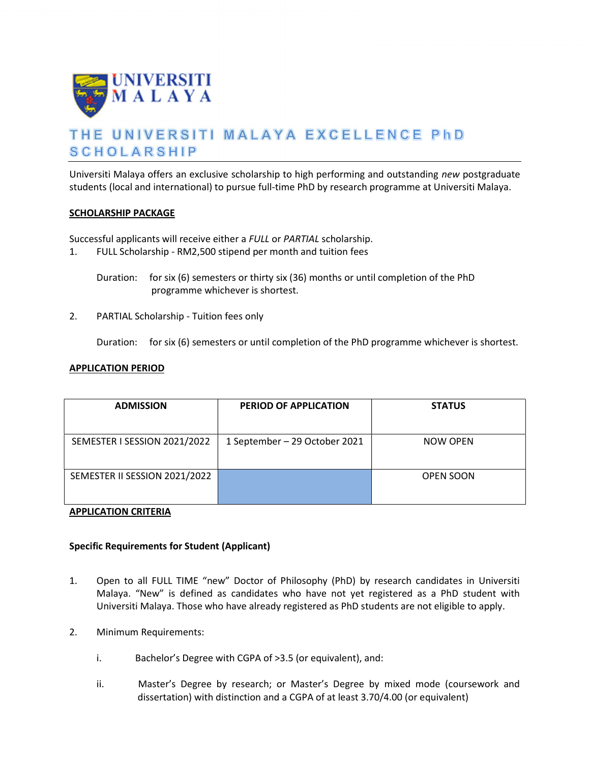UNIVERSITI MALAYA

# THE UNIVERSITI MALAYA EXCELLENCE PhD SCHOLARSHIP

Universiti Malaya offers an exclusive scholarship to high performing and outstanding *new* postgraduate students (local and international) to pursue full-time PhD by research programme at Universiti Malaya.

## SCHOLARSHIP PACKAGE

Successful applicants will receive either a *FULL* or *PARTIAL* scholarship.

1. FULL Scholarship - RM2,500 stipend per month and tuition fees

   Duration: for six (6) semesters or thirty six (36) months or until completion of the PhD programme whichever is shortest.

2. PARTIAL Scholarship - Tuition fees only

   Duration: for six (6) semesters or until completion of the PhD programme whichever is shortest.

## APPLICATION PERIOD

| ADMISSION | PERIOD OF APPLICATION | STATUS |
|---|---|---|
| SEMESTER I SESSION 2021/2022 | 1 September – 29 October 2021 | NOW OPEN |
| SEMESTER II SESSION 2021/2022 | | OPEN SOON |

## APPLICATION CRITERIA

### Specific Requirements for Student (Applicant)

1. Open to all FULL TIME "new" Doctor of Philosophy (PhD) by research candidates in Universiti Malaya. "New" is defined as candidates who have not yet registered as a PhD student with Universiti Malaya. Those who have already registered as PhD students are not eligible to apply.

2. Minimum Requirements:

   i. Bachelor's Degree with CGPA of >3.5 (or equivalent), and:

   ii. Master's Degree by research; or Master's Degree by mixed mode (coursework and dissertation) with distinction and a CGPA of at least 3.70/4.00 (or equivalent)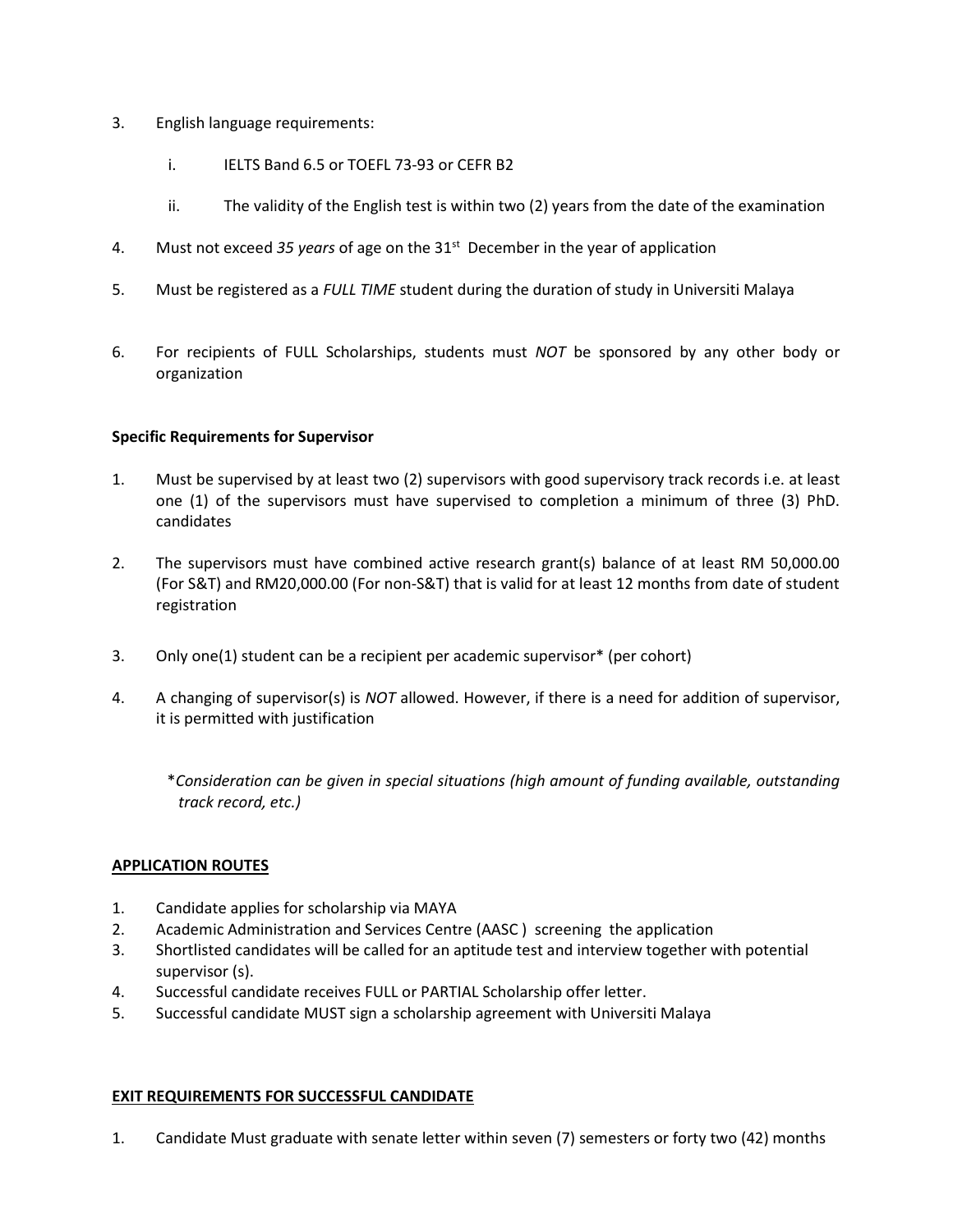3. English language requirements:

    i. IELTS Band 6.5 or TOEFL 73-93 or CEFR B2

    ii. The validity of the English test is within two (2) years from the date of the examination

4. Must not exceed *35 years* of age on the 31st December in the year of application

5. Must be registered as a *FULL TIME* student during the duration of study in Universiti Malaya

6. For recipients of FULL Scholarships, students must *NOT* be sponsored by any other body or organization

**Specific Requirements for Supervisor**

1. Must be supervised by at least two (2) supervisors with good supervisory track records i.e. at least one (1) of the supervisors must have supervised to completion a minimum of three (3) PhD. candidates

2. The supervisors must have combined active research grant(s) balance of at least RM 50,000.00 (For S&T) and RM20,000.00 (For non-S&T) that is valid for at least 12 months from date of student registration

3. Only one(1) student can be a recipient per academic supervisor* (per cohort)

4. A changing of supervisor(s) is *NOT* allowed. However, if there is a need for addition of supervisor, it is permitted with justification

*\*Consideration can be given in special situations (high amount of funding available, outstanding track record, etc.)*

**<u>APPLICATION ROUTES</u>**

1. Candidate applies for scholarship via MAYA
2. Academic Administration and Services Centre (AASC ) screening the application
3. Shortlisted candidates will be called for an aptitude test and interview together with potential supervisor (s).
4. Successful candidate receives FULL or PARTIAL Scholarship offer letter.
5. Successful candidate MUST sign a scholarship agreement with Universiti Malaya

**<u>EXIT REQUIREMENTS FOR SUCCESSFUL CANDIDATE</u>**

1. Candidate Must graduate with senate letter within seven (7) semesters or forty two (42) months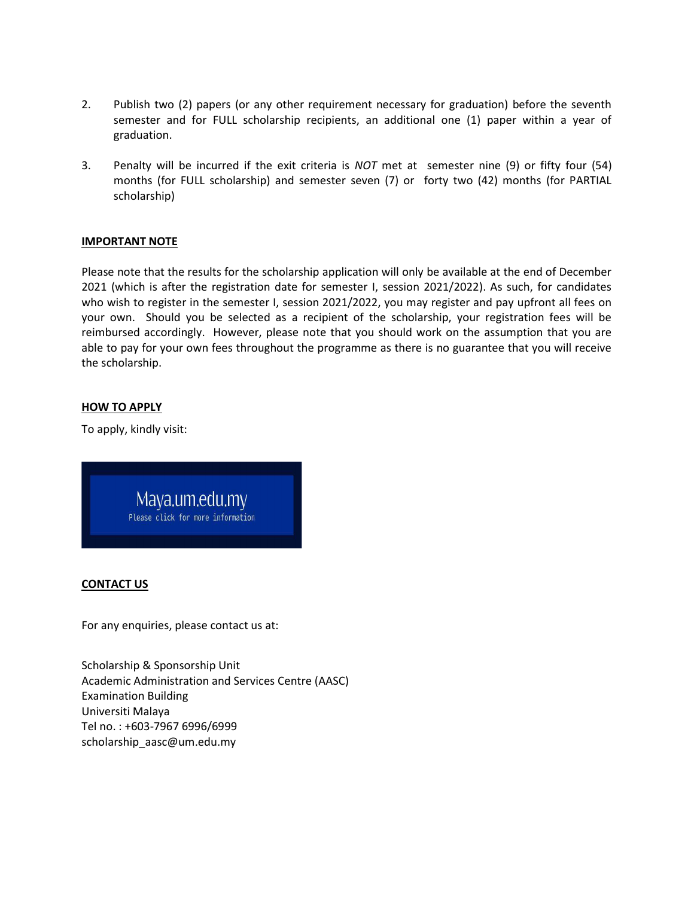2. Publish two (2) papers (or any other requirement necessary for graduation) before the seventh semester and for FULL scholarship recipients, an additional one (1) paper within a year of graduation.

3. Penalty will be incurred if the exit criteria is *NOT* met at semester nine (9) or fifty four (54) months (for FULL scholarship) and semester seven (7) or forty two (42) months (for PARTIAL scholarship)

**IMPORTANT NOTE**

Please note that the results for the scholarship application will only be available at the end of December 2021 (which is after the registration date for semester I, session 2021/2022). As such, for candidates who wish to register in the semester I, session 2021/2022, you may register and pay upfront all fees on your own. Should you be selected as a recipient of the scholarship, your registration fees will be reimbursed accordingly. However, please note that you should work on the assumption that you are able to pay for your own fees throughout the programme as there is no guarantee that you will receive the scholarship.

**HOW TO APPLY**

To apply, kindly visit:

Maya.um.edu.my
Please click for more information

**CONTACT US**

For any enquiries, please contact us at:

Scholarship & Sponsorship Unit
Academic Administration and Services Centre (AASC)
Examination Building
Universiti Malaya
Tel no. : +603-7967 6996/6999
scholarship_aasc@um.edu.my